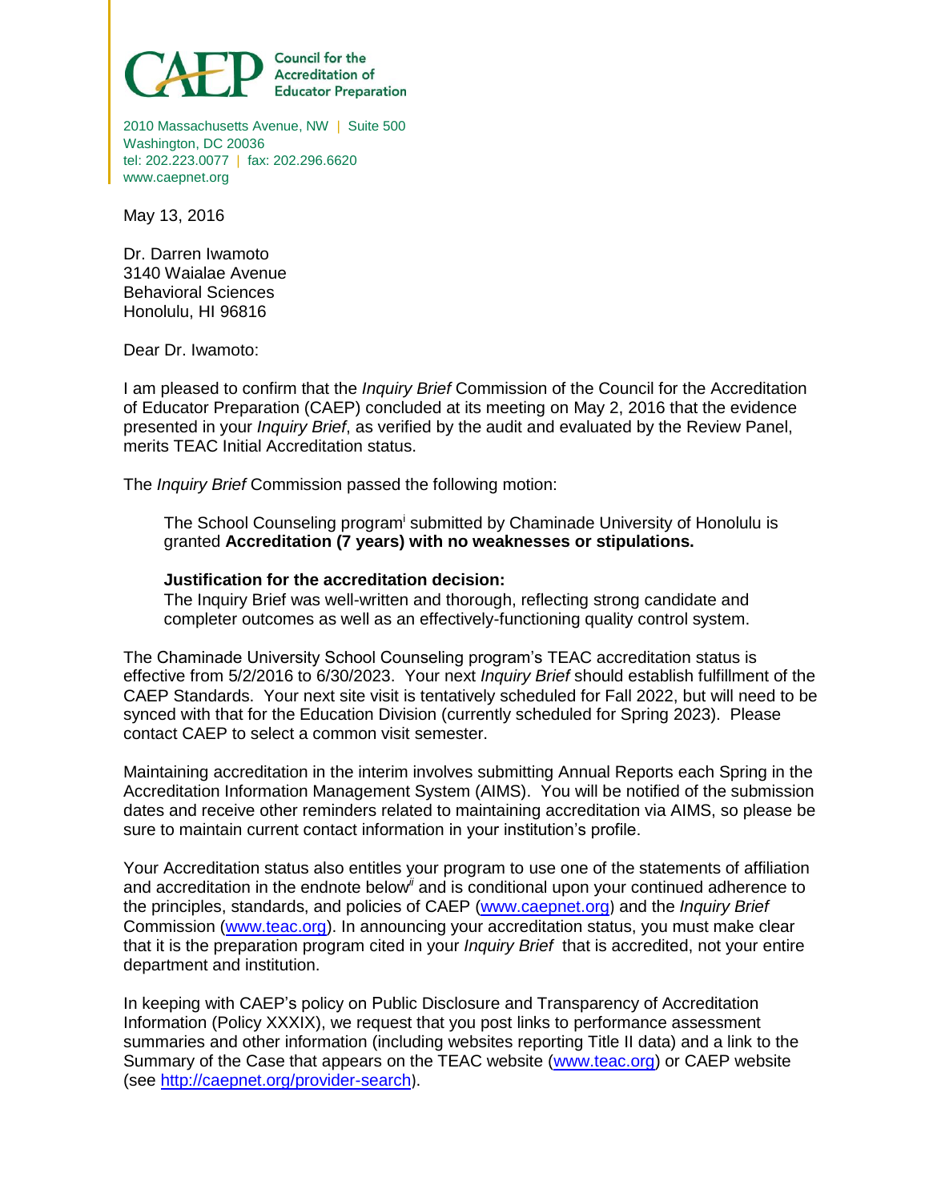**CAEP** Council for the Accreditation of Educator Preparation

2010 Massachusetts Avenue, NW | Suite 500
Washington, DC 20036
tel: 202.223.0077 | fax: 202.296.6620
www.caepnet.org

May 13, 2016

Dr. Darren Iwamoto
3140 Waialae Avenue
Behavioral Sciences
Honolulu, HI 96816

Dear Dr. Iwamoto:

I am pleased to confirm that the *Inquiry Brief* Commission of the Council for the Accreditation of Educator Preparation (CAEP) concluded at its meeting on May 2, 2016 that the evidence presented in your *Inquiry Brief*, as verified by the audit and evaluated by the Review Panel, merits TEAC Initial Accreditation status.

The *Inquiry Brief* Commission passed the following motion:

> The School Counseling program[i] submitted by Chaminade University of Honolulu is granted **Accreditation (7 years) with no weaknesses or stipulations.**
>
> **Justification for the accreditation decision:**
> The Inquiry Brief was well-written and thorough, reflecting strong candidate and completer outcomes as well as an effectively-functioning quality control system.

The Chaminade University School Counseling program's TEAC accreditation status is effective from 5/2/2016 to 6/30/2023. Your next *Inquiry Brief* should establish fulfillment of the CAEP Standards. Your next site visit is tentatively scheduled for Fall 2022, but will need to be synced with that for the Education Division (currently scheduled for Spring 2023). Please contact CAEP to select a common visit semester.

Maintaining accreditation in the interim involves submitting Annual Reports each Spring in the Accreditation Information Management System (AIMS). You will be notified of the submission dates and receive other reminders related to maintaining accreditation via AIMS, so please be sure to maintain current contact information in your institution's profile.

Your Accreditation status also entitles your program to use one of the statements of affiliation and accreditation in the endnote below[ii] and is conditional upon your continued adherence to the principles, standards, and policies of CAEP (www.caepnet.org) and the *Inquiry Brief* Commission (www.teac.org). In announcing your accreditation status, you must make clear that it is the preparation program cited in your *Inquiry Brief* that is accredited, not your entire department and institution.

In keeping with CAEP's policy on Public Disclosure and Transparency of Accreditation Information (Policy XXXIX), we request that you post links to performance assessment summaries and other information (including websites reporting Title II data) and a link to the Summary of the Case that appears on the TEAC website (www.teac.org) or CAEP website (see http://caepnet.org/provider-search).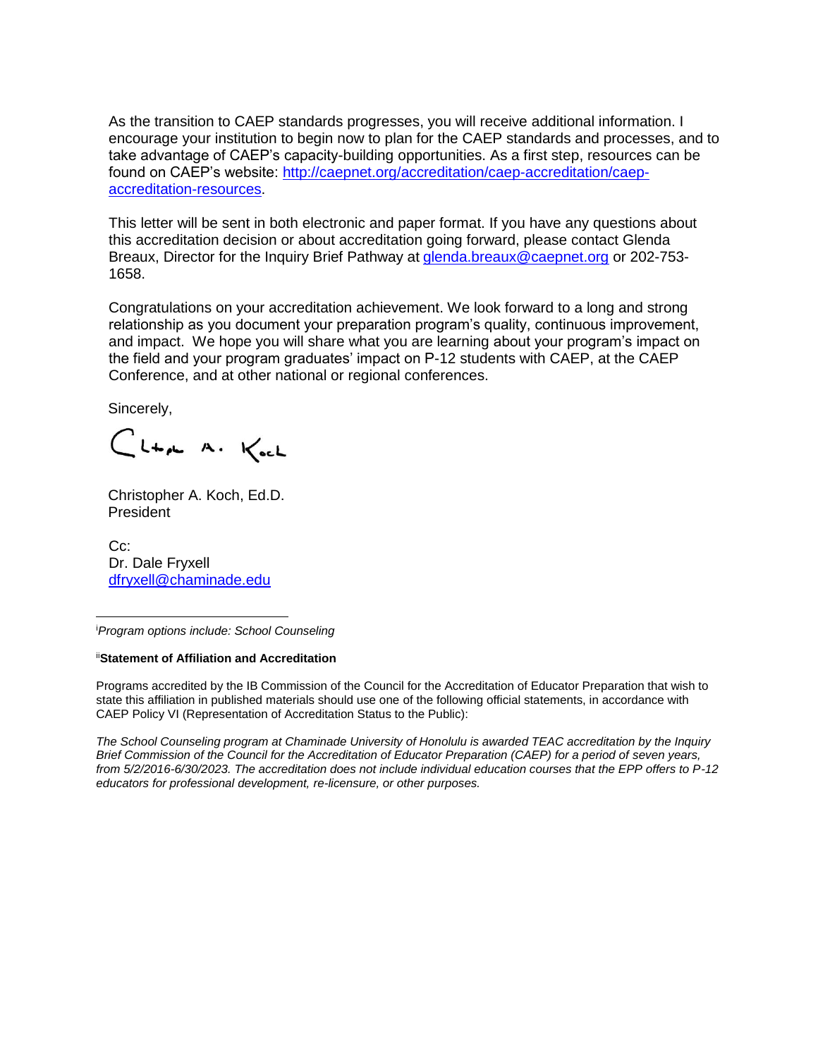As the transition to CAEP standards progresses, you will receive additional information. I encourage your institution to begin now to plan for the CAEP standards and processes, and to take advantage of CAEP's capacity-building opportunities. As a first step, resources can be found on CAEP's website: http://caepnet.org/accreditation/caep-accreditation/caep-accreditation-resources.

This letter will be sent in both electronic and paper format. If you have any questions about this accreditation decision or about accreditation going forward, please contact Glenda Breaux, Director for the Inquiry Brief Pathway at glenda.breaux@caepnet.org or 202-753-1658.

Congratulations on your accreditation achievement. We look forward to a long and strong relationship as you document your preparation program's quality, continuous improvement, and impact. We hope you will share what you are learning about your program's impact on the field and your program graduates' impact on P-12 students with CAEP, at the CAEP Conference, and at other national or regional conferences.

Sincerely,

Christopher A. Koch, Ed.D.
President

Cc:
Dr. Dale Fryxell
dfryxell@chaminade.edu

---

[i] *Program options include: School Counseling*

[ii] **Statement of Affiliation and Accreditation**

Programs accredited by the IB Commission of the Council for the Accreditation of Educator Preparation that wish to state this affiliation in published materials should use one of the following official statements, in accordance with CAEP Policy VI (Representation of Accreditation Status to the Public):

*The School Counseling program at Chaminade University of Honolulu is awarded TEAC accreditation by the Inquiry Brief Commission of the Council for the Accreditation of Educator Preparation (CAEP) for a period of seven years, from 5/2/2016-6/30/2023. The accreditation does not include individual education courses that the EPP offers to P-12 educators for professional development, re-licensure, or other purposes.*